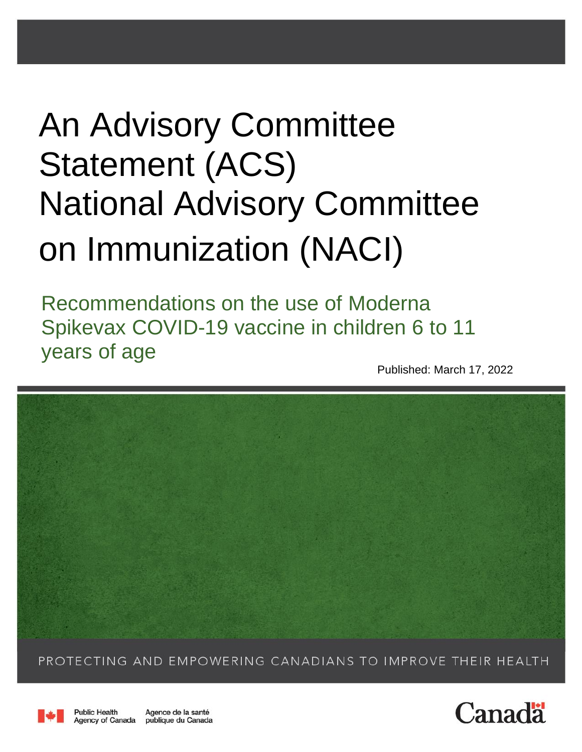# An Advisory Committee Statement (ACS) National Advisory Committee on Immunization (NACI)

## Recommendations on the use of Moderna Spikevax COVID-19 vaccine in children 6 to 11 years of age

Published: March 17, 2022

PROTECTING AND EMPOWERING CANADIANS TO IMPROVE THEIR HEALTH

Public Health Agency of Canada    Agence de la santé publique du Canada

Canada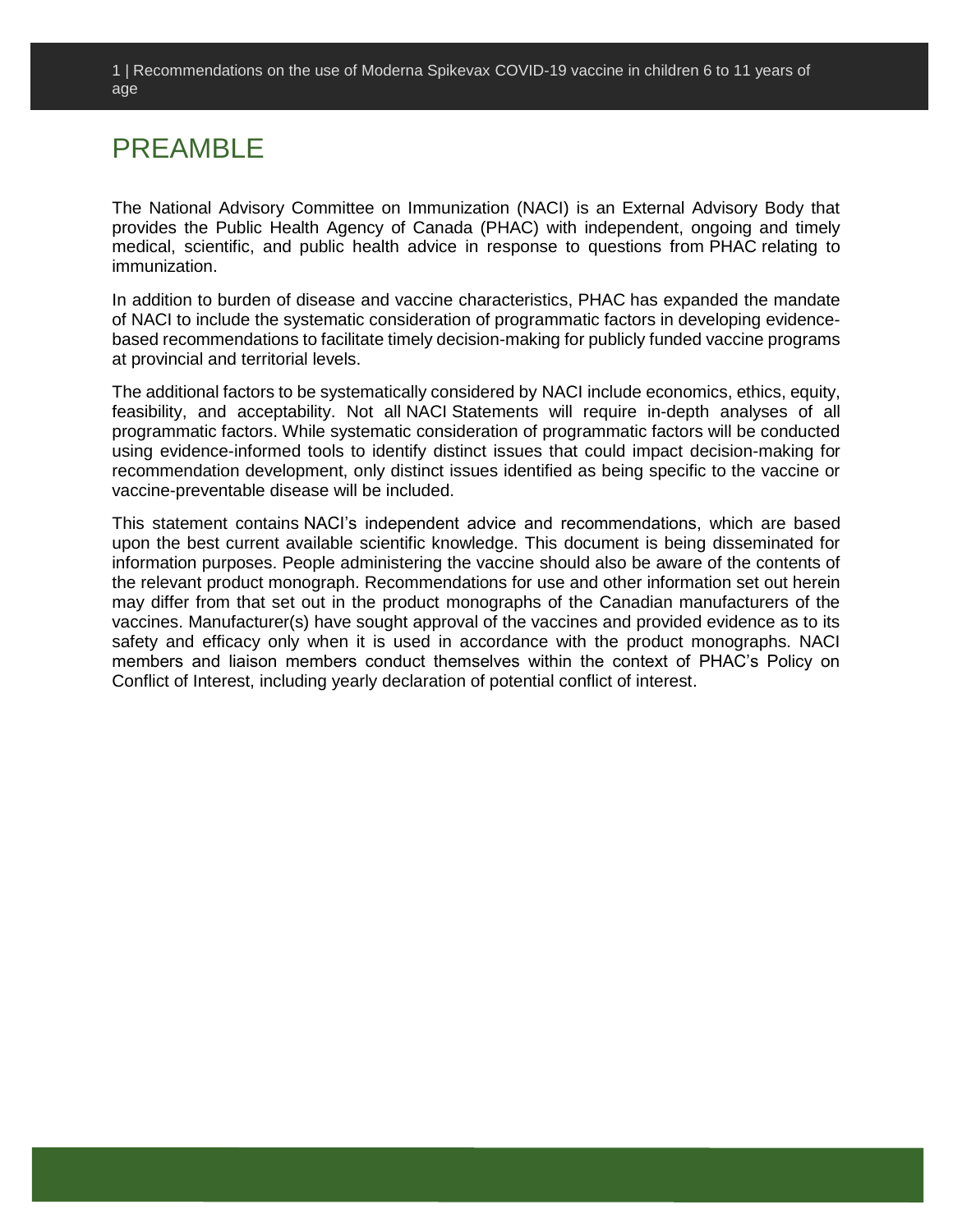# PREAMBLE

The National Advisory Committee on Immunization (NACI) is an External Advisory Body that provides the Public Health Agency of Canada (PHAC) with independent, ongoing and timely medical, scientific, and public health advice in response to questions from PHAC relating to immunization.

In addition to burden of disease and vaccine characteristics, PHAC has expanded the mandate of NACI to include the systematic consideration of programmatic factors in developing evidence-based recommendations to facilitate timely decision-making for publicly funded vaccine programs at provincial and territorial levels.

The additional factors to be systematically considered by NACI include economics, ethics, equity, feasibility, and acceptability. Not all NACI Statements will require in-depth analyses of all programmatic factors. While systematic consideration of programmatic factors will be conducted using evidence-informed tools to identify distinct issues that could impact decision-making for recommendation development, only distinct issues identified as being specific to the vaccine or vaccine-preventable disease will be included.

This statement contains NACI's independent advice and recommendations, which are based upon the best current available scientific knowledge. This document is being disseminated for information purposes. People administering the vaccine should also be aware of the contents of the relevant product monograph. Recommendations for use and other information set out herein may differ from that set out in the product monographs of the Canadian manufacturers of the vaccines. Manufacturer(s) have sought approval of the vaccines and provided evidence as to its safety and efficacy only when it is used in accordance with the product monographs. NACI members and liaison members conduct themselves within the context of PHAC's Policy on Conflict of Interest, including yearly declaration of potential conflict of interest.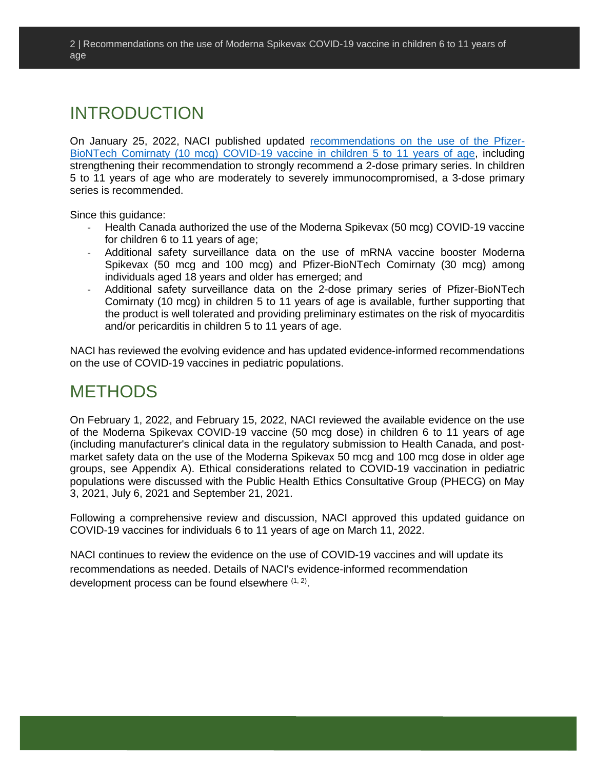# INTRODUCTION

On January 25, 2022, NACI published updated recommendations on the use of the Pfizer-BioNTech Comirnaty (10 mcg) COVID-19 vaccine in children 5 to 11 years of age, including strengthening their recommendation to strongly recommend a 2-dose primary series. In children 5 to 11 years of age who are moderately to severely immunocompromised, a 3-dose primary series is recommended.

Since this guidance:

- Health Canada authorized the use of the Moderna Spikevax (50 mcg) COVID-19 vaccine for children 6 to 11 years of age;
- Additional safety surveillance data on the use of mRNA vaccine booster Moderna Spikevax (50 mcg and 100 mcg) and Pfizer-BioNTech Comirnaty (30 mcg) among individuals aged 18 years and older has emerged; and
- Additional safety surveillance data on the 2-dose primary series of Pfizer-BioNTech Comirnaty (10 mcg) in children 5 to 11 years of age is available, further supporting that the product is well tolerated and providing preliminary estimates on the risk of myocarditis and/or pericarditis in children 5 to 11 years of age.

NACI has reviewed the evolving evidence and has updated evidence-informed recommendations on the use of COVID-19 vaccines in pediatric populations.

# METHODS

On February 1, 2022, and February 15, 2022, NACI reviewed the available evidence on the use of the Moderna Spikevax COVID-19 vaccine (50 mcg dose) in children 6 to 11 years of age (including manufacturer's clinical data in the regulatory submission to Health Canada, and post-market safety data on the use of the Moderna Spikevax 50 mcg and 100 mcg dose in older age groups, see Appendix A). Ethical considerations related to COVID-19 vaccination in pediatric populations were discussed with the Public Health Ethics Consultative Group (PHECG) on May 3, 2021, July 6, 2021 and September 21, 2021.

Following a comprehensive review and discussion, NACI approved this updated guidance on COVID-19 vaccines for individuals 6 to 11 years of age on March 11, 2022.

NACI continues to review the evidence on the use of COVID-19 vaccines and will update its recommendations as needed. Details of NACI's evidence-informed recommendation development process can be found elsewhere [1, 2].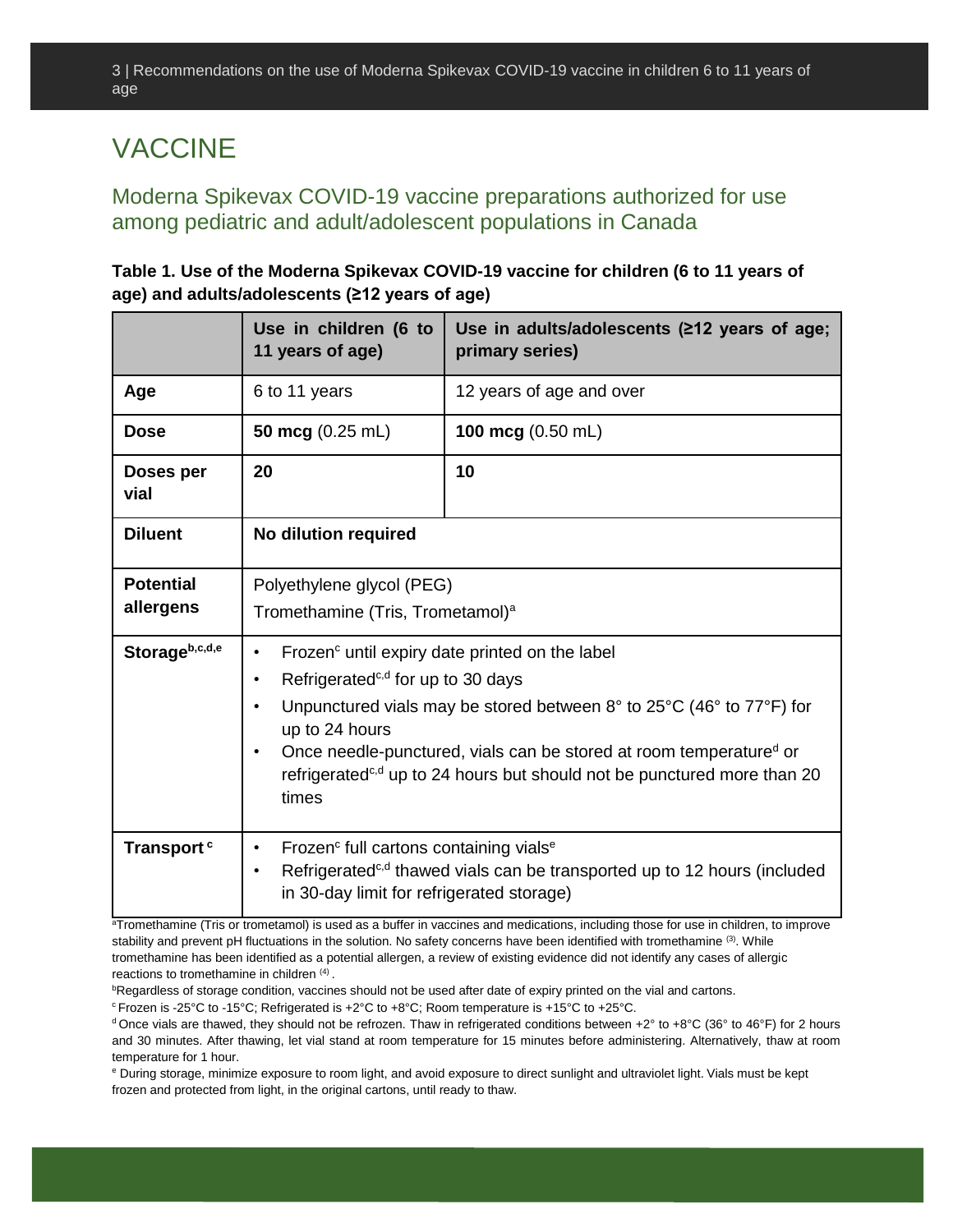# VACCINE

## Moderna Spikevax COVID-19 vaccine preparations authorized for use among pediatric and adult/adolescent populations in Canada

**Table 1. Use of the Moderna Spikevax COVID-19 vaccine for children (6 to 11 years of age) and adults/adolescents (≥12 years of age)**

| | Use in children (6 to 11 years of age) | Use in adults/adolescents (≥12 years of age; primary series) |
|---|---|---|
| **Age** | 6 to 11 years | 12 years of age and over |
| **Dose** | **50 mcg** (0.25 mL) | **100 mcg** (0.50 mL) |
| **Doses per vial** | **20** | **10** |
| **Diluent** | **No dilution required** | |
| **Potential allergens** | Polyethylene glycol (PEG)<br>Tromethamine (Tris, Trometamol)[a] | |
| **Storage[b,c,d,e]** | • Frozen[c] until expiry date printed on the label<br>• Refrigerated[c,d] for up to 30 days<br>• Unpunctured vials may be stored between 8° to 25°C (46° to 77°F) for up to 24 hours<br>• Once needle-punctured, vials can be stored at room temperature[d] or refrigerated[c,d] up to 24 hours but should not be punctured more than 20 times | |
| **Transport[c]** | • Frozen[c] full cartons containing vials[e]<br>• Refrigerated[c,d] thawed vials can be transported up to 12 hours (included in 30-day limit for refrigerated storage) | |

[a]Tromethamine (Tris or trometamol) is used as a buffer in vaccines and medications, including those for use in children, to improve stability and prevent pH fluctuations in the solution. No safety concerns have been identified with tromethamine (3). While tromethamine has been identified as a potential allergen, a review of existing evidence did not identify any cases of allergic reactions to tromethamine in children (4).

[b]Regardless of storage condition, vaccines should not be used after date of expiry printed on the vial and cartons.

[c] Frozen is -25°C to -15°C; Refrigerated is +2°C to +8°C; Room temperature is +15°C to +25°C.

[d] Once vials are thawed, they should not be refrozen. Thaw in refrigerated conditions between +2° to +8°C (36° to 46°F) for 2 hours and 30 minutes. After thawing, let vial stand at room temperature for 15 minutes before administering. Alternatively, thaw at room temperature for 1 hour.

[e] During storage, minimize exposure to room light, and avoid exposure to direct sunlight and ultraviolet light. Vials must be kept frozen and protected from light, in the original cartons, until ready to thaw.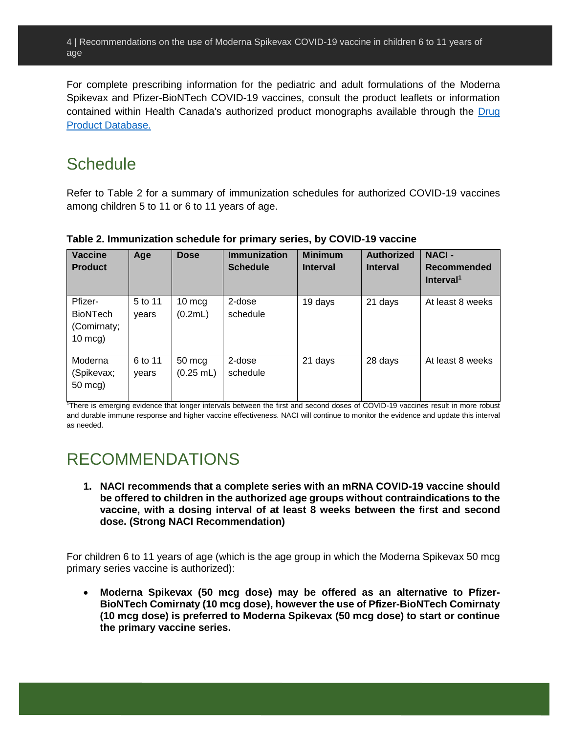For complete prescribing information for the pediatric and adult formulations of the Moderna Spikevax and Pfizer-BioNTech COVID-19 vaccines, consult the product leaflets or information contained within Health Canada's authorized product monographs available through the [Drug Product Database.]()

## Schedule

Refer to Table 2 for a summary of immunization schedules for authorized COVID-19 vaccines among children 5 to 11 or 6 to 11 years of age.

**Table 2. Immunization schedule for primary series, by COVID-19 vaccine**

| Vaccine Product | Age | Dose | Immunization Schedule | Minimum Interval | Authorized Interval | NACI - Recommended Interval[1] |
|---|---|---|---|---|---|---|
| Pfizer-BioNTech (Comirnaty; 10 mcg) | 5 to 11 years | 10 mcg (0.2mL) | 2-dose schedule | 19 days | 21 days | At least 8 weeks |
| Moderna (Spikevax; 50 mcg) | 6 to 11 years | 50 mcg (0.25 mL) | 2-dose schedule | 21 days | 28 days | At least 8 weeks |

[1]There is emerging evidence that longer intervals between the first and second doses of COVID-19 vaccines result in more robust and durable immune response and higher vaccine effectiveness. NACI will continue to monitor the evidence and update this interval as needed.

# RECOMMENDATIONS

1. **NACI recommends that a complete series with an mRNA COVID-19 vaccine should be offered to children in the authorized age groups without contraindications to the vaccine, with a dosing interval of at least 8 weeks between the first and second dose. (Strong NACI Recommendation)**

For children 6 to 11 years of age (which is the age group in which the Moderna Spikevax 50 mcg primary series vaccine is authorized):

- **Moderna Spikevax (50 mcg dose) may be offered as an alternative to Pfizer-BioNTech Comirnaty (10 mcg dose), however the use of Pfizer-BioNTech Comirnaty (10 mcg dose) is preferred to Moderna Spikevax (50 mcg dose) to start or continue the primary vaccine series.**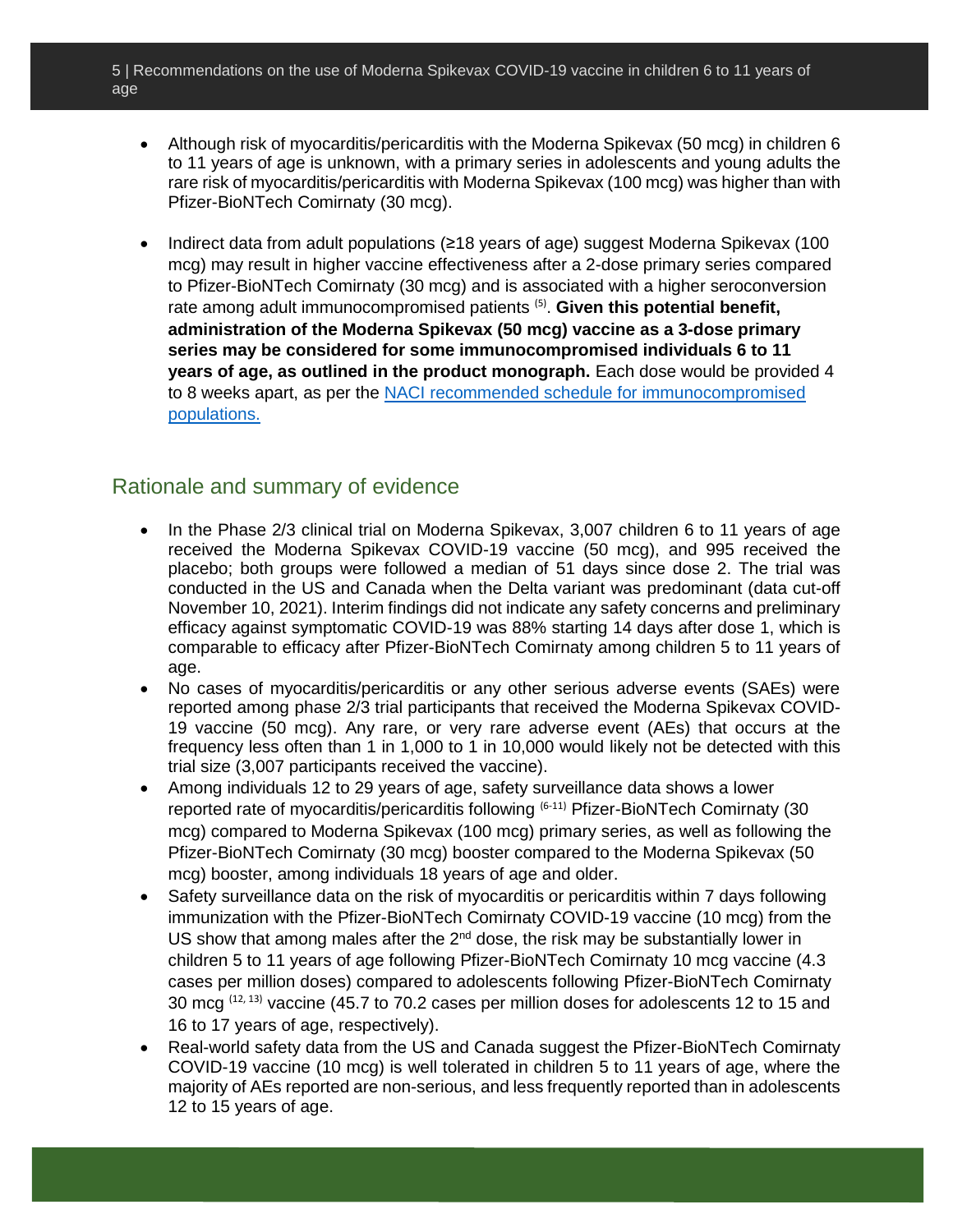- Although risk of myocarditis/pericarditis with the Moderna Spikevax (50 mcg) in children 6 to 11 years of age is unknown, with a primary series in adolescents and young adults the rare risk of myocarditis/pericarditis with Moderna Spikevax (100 mcg) was higher than with Pfizer-BioNTech Comirnaty (30 mcg).

- Indirect data from adult populations (≥18 years of age) suggest Moderna Spikevax (100 mcg) may result in higher vaccine effectiveness after a 2-dose primary series compared to Pfizer-BioNTech Comirnaty (30 mcg) and is associated with a higher seroconversion rate among adult immunocompromised patients [5]. **Given this potential benefit, administration of the Moderna Spikevax (50 mcg) vaccine as a 3-dose primary series may be considered for some immunocompromised individuals 6 to 11 years of age, as outlined in the product monograph.** Each dose would be provided 4 to 8 weeks apart, as per the [NACI recommended schedule for immunocompromised populations.]()

## Rationale and summary of evidence

- In the Phase 2/3 clinical trial on Moderna Spikevax, 3,007 children 6 to 11 years of age received the Moderna Spikevax COVID-19 vaccine (50 mcg), and 995 received the placebo; both groups were followed a median of 51 days since dose 2. The trial was conducted in the US and Canada when the Delta variant was predominant (data cut-off November 10, 2021). Interim findings did not indicate any safety concerns and preliminary efficacy against symptomatic COVID-19 was 88% starting 14 days after dose 1, which is comparable to efficacy after Pfizer-BioNTech Comirnaty among children 5 to 11 years of age.
- No cases of myocarditis/pericarditis or any other serious adverse events (SAEs) were reported among phase 2/3 trial participants that received the Moderna Spikevax COVID-19 vaccine (50 mcg). Any rare, or very rare adverse event (AEs) that occurs at the frequency less often than 1 in 1,000 to 1 in 10,000 would likely not be detected with this trial size (3,007 participants received the vaccine).
- Among individuals 12 to 29 years of age, safety surveillance data shows a lower reported rate of myocarditis/pericarditis following [6-11] Pfizer-BioNTech Comirnaty (30 mcg) compared to Moderna Spikevax (100 mcg) primary series, as well as following the Pfizer-BioNTech Comirnaty (30 mcg) booster compared to the Moderna Spikevax (50 mcg) booster, among individuals 18 years of age and older.
- Safety surveillance data on the risk of myocarditis or pericarditis within 7 days following immunization with the Pfizer-BioNTech Comirnaty COVID-19 vaccine (10 mcg) from the US show that among males after the 2nd dose, the risk may be substantially lower in children 5 to 11 years of age following Pfizer-BioNTech Comirnaty 10 mcg vaccine (4.3 cases per million doses) compared to adolescents following Pfizer-BioNTech Comirnaty 30 mcg [12, 13] vaccine (45.7 to 70.2 cases per million doses for adolescents 12 to 15 and 16 to 17 years of age, respectively).
- Real-world safety data from the US and Canada suggest the Pfizer-BioNTech Comirnaty COVID-19 vaccine (10 mcg) is well tolerated in children 5 to 11 years of age, where the majority of AEs reported are non-serious, and less frequently reported than in adolescents 12 to 15 years of age.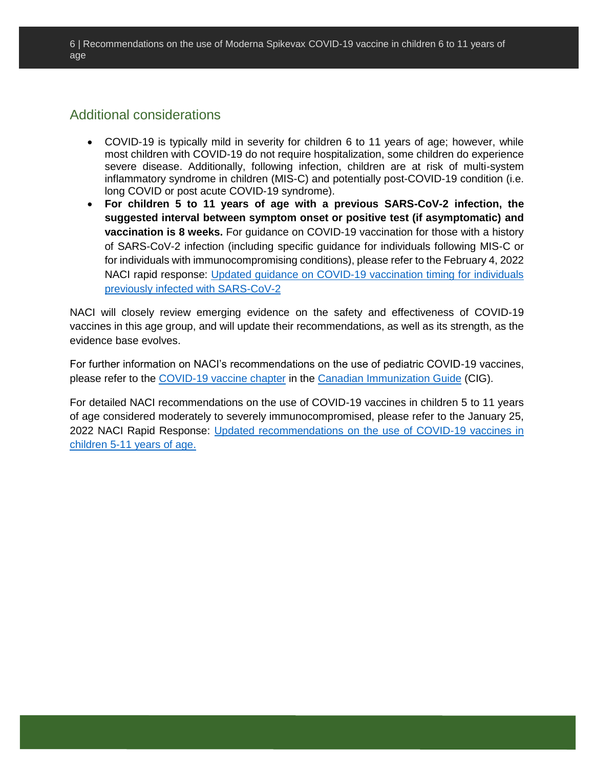## Additional considerations

- COVID-19 is typically mild in severity for children 6 to 11 years of age; however, while most children with COVID-19 do not require hospitalization, some children do experience severe disease. Additionally, following infection, children are at risk of multi-system inflammatory syndrome in children (MIS-C) and potentially post-COVID-19 condition (i.e. long COVID or post acute COVID-19 syndrome).
- **For children 5 to 11 years of age with a previous SARS-CoV-2 infection, the suggested interval between symptom onset or positive test (if asymptomatic) and vaccination is 8 weeks.** For guidance on COVID-19 vaccination for those with a history of SARS-CoV-2 infection (including specific guidance for individuals following MIS-C or for individuals with immunocompromising conditions), please refer to the February 4, 2022 NACI rapid response: Updated guidance on COVID-19 vaccination timing for individuals previously infected with SARS-CoV-2

NACI will closely review emerging evidence on the safety and effectiveness of COVID-19 vaccines in this age group, and will update their recommendations, as well as its strength, as the evidence base evolves.

For further information on NACI's recommendations on the use of pediatric COVID-19 vaccines, please refer to the COVID-19 vaccine chapter in the Canadian Immunization Guide (CIG).

For detailed NACI recommendations on the use of COVID-19 vaccines in children 5 to 11 years of age considered moderately to severely immunocompromised, please refer to the January 25, 2022 NACI Rapid Response: Updated recommendations on the use of COVID-19 vaccines in children 5-11 years of age.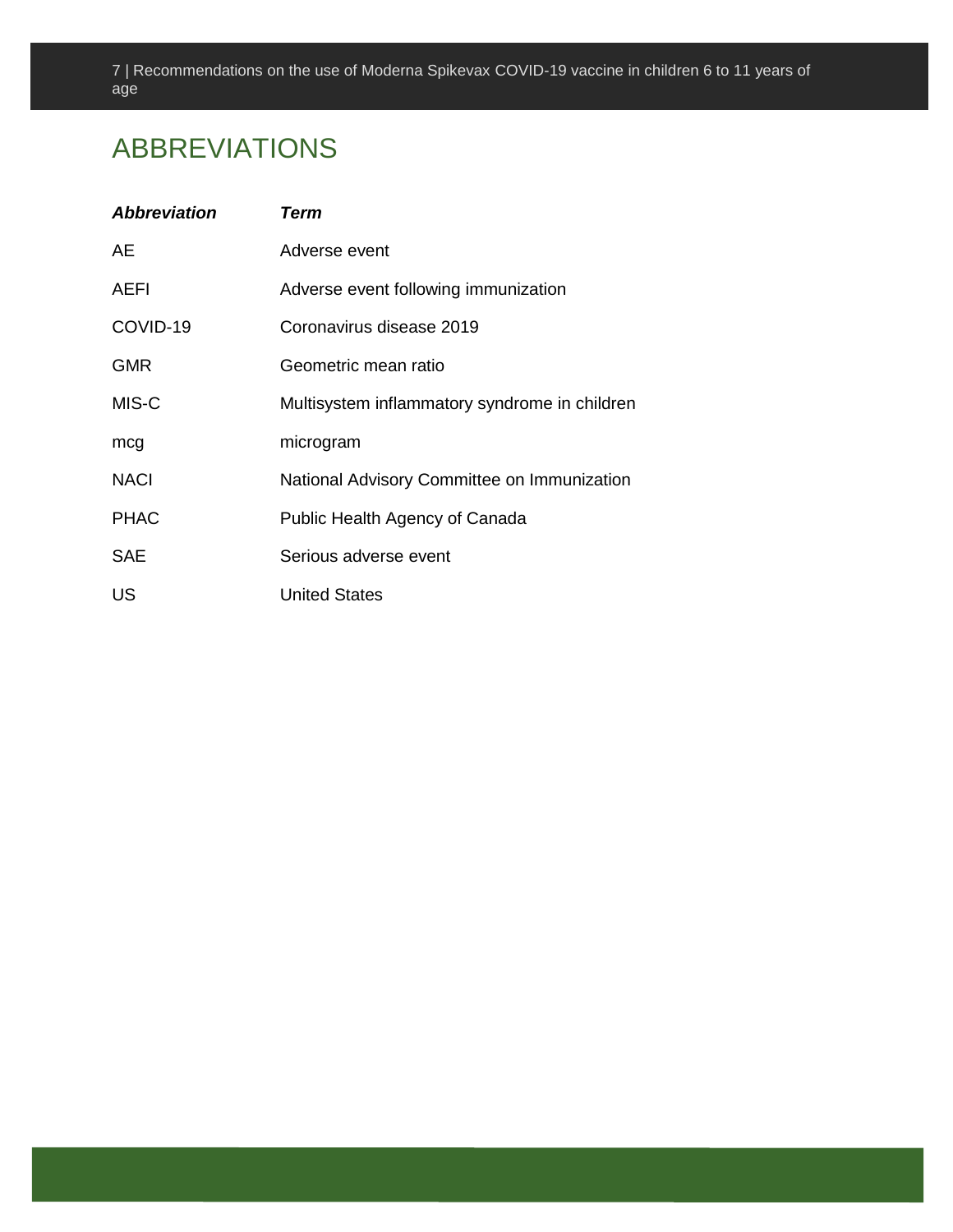# ABBREVIATIONS

| ***Abbreviation*** | ***Term*** |
| --- | --- |
| AE | Adverse event |
| AEFI | Adverse event following immunization |
| COVID-19 | Coronavirus disease 2019 |
| GMR | Geometric mean ratio |
| MIS-C | Multisystem inflammatory syndrome in children |
| mcg | microgram |
| NACI | National Advisory Committee on Immunization |
| PHAC | Public Health Agency of Canada |
| SAE | Serious adverse event |
| US | United States |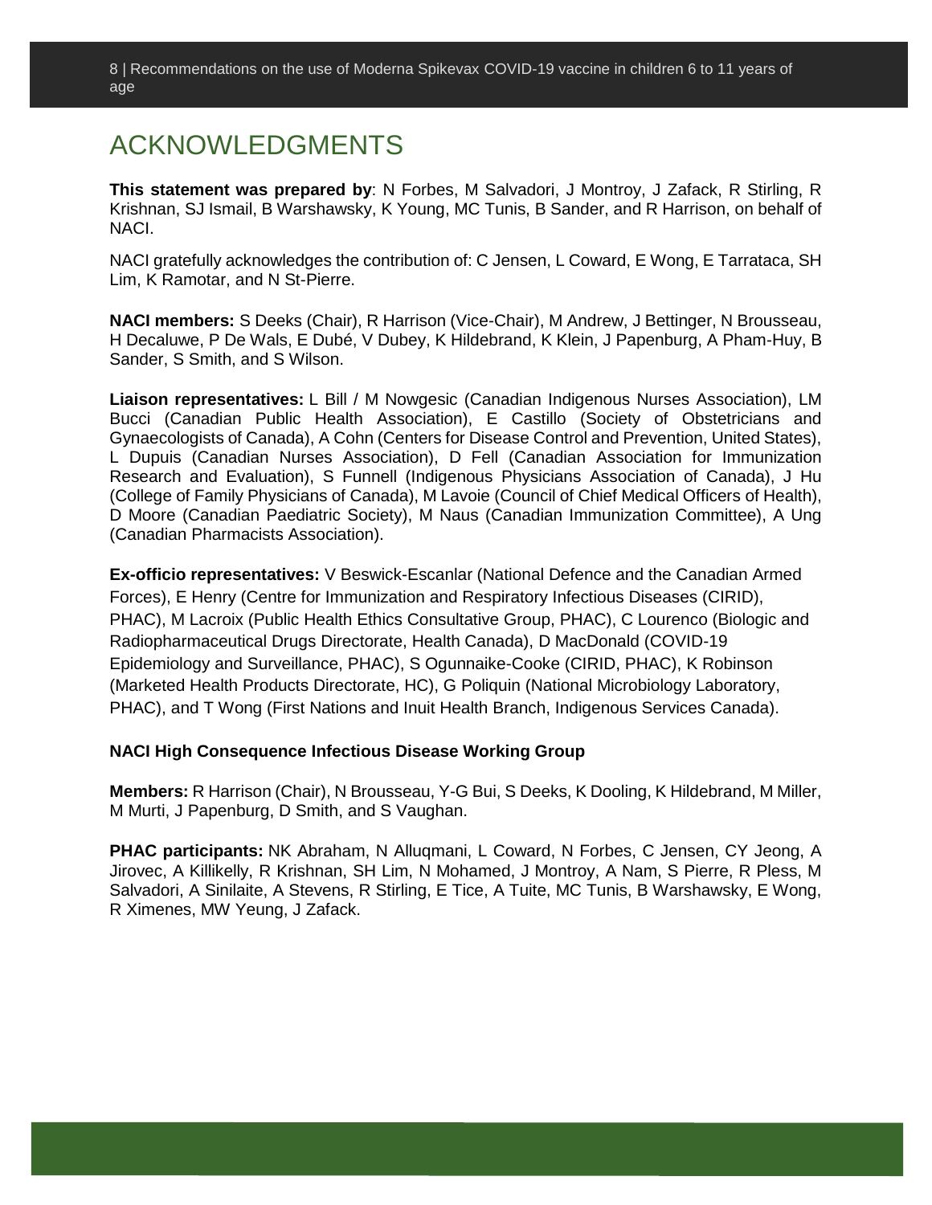# ACKNOWLEDGMENTS

**This statement was prepared by**: N Forbes, M Salvadori, J Montroy, J Zafack, R Stirling, R Krishnan, SJ Ismail, B Warshawsky, K Young, MC Tunis, B Sander, and R Harrison, on behalf of NACI.

NACI gratefully acknowledges the contribution of: C Jensen, L Coward, E Wong, E Tarrataca, SH Lim, K Ramotar, and N St-Pierre.

**NACI members:** S Deeks (Chair), R Harrison (Vice-Chair), M Andrew, J Bettinger, N Brousseau, H Decaluwe, P De Wals, E Dubé, V Dubey, K Hildebrand, K Klein, J Papenburg, A Pham-Huy, B Sander, S Smith, and S Wilson.

**Liaison representatives:** L Bill / M Nowgesic (Canadian Indigenous Nurses Association), LM Bucci (Canadian Public Health Association), E Castillo (Society of Obstetricians and Gynaecologists of Canada), A Cohn (Centers for Disease Control and Prevention, United States), L Dupuis (Canadian Nurses Association), D Fell (Canadian Association for Immunization Research and Evaluation), S Funnell (Indigenous Physicians Association of Canada), J Hu (College of Family Physicians of Canada), M Lavoie (Council of Chief Medical Officers of Health), D Moore (Canadian Paediatric Society), M Naus (Canadian Immunization Committee), A Ung (Canadian Pharmacists Association).

**Ex-officio representatives:** V Beswick-Escanlar (National Defence and the Canadian Armed Forces), E Henry (Centre for Immunization and Respiratory Infectious Diseases (CIRID), PHAC), M Lacroix (Public Health Ethics Consultative Group, PHAC), C Lourenco (Biologic and Radiopharmaceutical Drugs Directorate, Health Canada), D MacDonald (COVID-19 Epidemiology and Surveillance, PHAC), S Ogunnaike-Cooke (CIRID, PHAC), K Robinson (Marketed Health Products Directorate, HC), G Poliquin (National Microbiology Laboratory, PHAC), and T Wong (First Nations and Inuit Health Branch, Indigenous Services Canada).

### NACI High Consequence Infectious Disease Working Group

**Members:** R Harrison (Chair), N Brousseau, Y-G Bui, S Deeks, K Dooling, K Hildebrand, M Miller, M Murti, J Papenburg, D Smith, and S Vaughan.

**PHAC participants:** NK Abraham, N Alluqmani, L Coward, N Forbes, C Jensen, CY Jeong, A Jirovec, A Killikelly, R Krishnan, SH Lim, N Mohamed, J Montroy, A Nam, S Pierre, R Pless, M Salvadori, A Sinilaite, A Stevens, R Stirling, E Tice, A Tuite, MC Tunis, B Warshawsky, E Wong, R Ximenes, MW Yeung, J Zafack.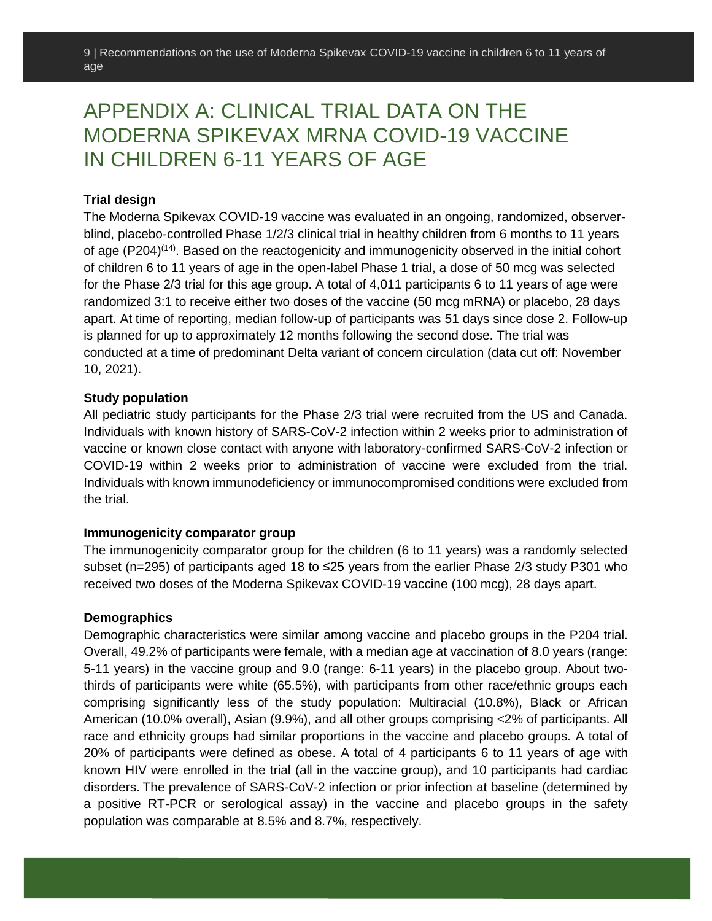# APPENDIX A: CLINICAL TRIAL DATA ON THE MODERNA SPIKEVAX MRNA COVID-19 VACCINE IN CHILDREN 6-11 YEARS OF AGE

**Trial design**

The Moderna Spikevax COVID-19 vaccine was evaluated in an ongoing, randomized, observer-blind, placebo-controlled Phase 1/2/3 clinical trial in healthy children from 6 months to 11 years of age (P204)[14]. Based on the reactogenicity and immunogenicity observed in the initial cohort of children 6 to 11 years of age in the open-label Phase 1 trial, a dose of 50 mcg was selected for the Phase 2/3 trial for this age group. A total of 4,011 participants 6 to 11 years of age were randomized 3:1 to receive either two doses of the vaccine (50 mcg mRNA) or placebo, 28 days apart. At time of reporting, median follow-up of participants was 51 days since dose 2. Follow-up is planned for up to approximately 12 months following the second dose. The trial was conducted at a time of predominant Delta variant of concern circulation (data cut off: November 10, 2021).

**Study population**

All pediatric study participants for the Phase 2/3 trial were recruited from the US and Canada. Individuals with known history of SARS-CoV-2 infection within 2 weeks prior to administration of vaccine or known close contact with anyone with laboratory-confirmed SARS-CoV-2 infection or COVID-19 within 2 weeks prior to administration of vaccine were excluded from the trial. Individuals with known immunodeficiency or immunocompromised conditions were excluded from the trial.

**Immunogenicity comparator group**

The immunogenicity comparator group for the children (6 to 11 years) was a randomly selected subset (n=295) of participants aged 18 to ≤25 years from the earlier Phase 2/3 study P301 who received two doses of the Moderna Spikevax COVID-19 vaccine (100 mcg), 28 days apart.

**Demographics**

Demographic characteristics were similar among vaccine and placebo groups in the P204 trial. Overall, 49.2% of participants were female, with a median age at vaccination of 8.0 years (range: 5-11 years) in the vaccine group and 9.0 (range: 6-11 years) in the placebo group. About two-thirds of participants were white (65.5%), with participants from other race/ethnic groups each comprising significantly less of the study population: Multiracial (10.8%), Black or African American (10.0% overall), Asian (9.9%), and all other groups comprising <2% of participants. All race and ethnicity groups had similar proportions in the vaccine and placebo groups. A total of 20% of participants were defined as obese. A total of 4 participants 6 to 11 years of age with known HIV were enrolled in the trial (all in the vaccine group), and 10 participants had cardiac disorders. The prevalence of SARS-CoV-2 infection or prior infection at baseline (determined by a positive RT-PCR or serological assay) in the vaccine and placebo groups in the safety population was comparable at 8.5% and 8.7%, respectively.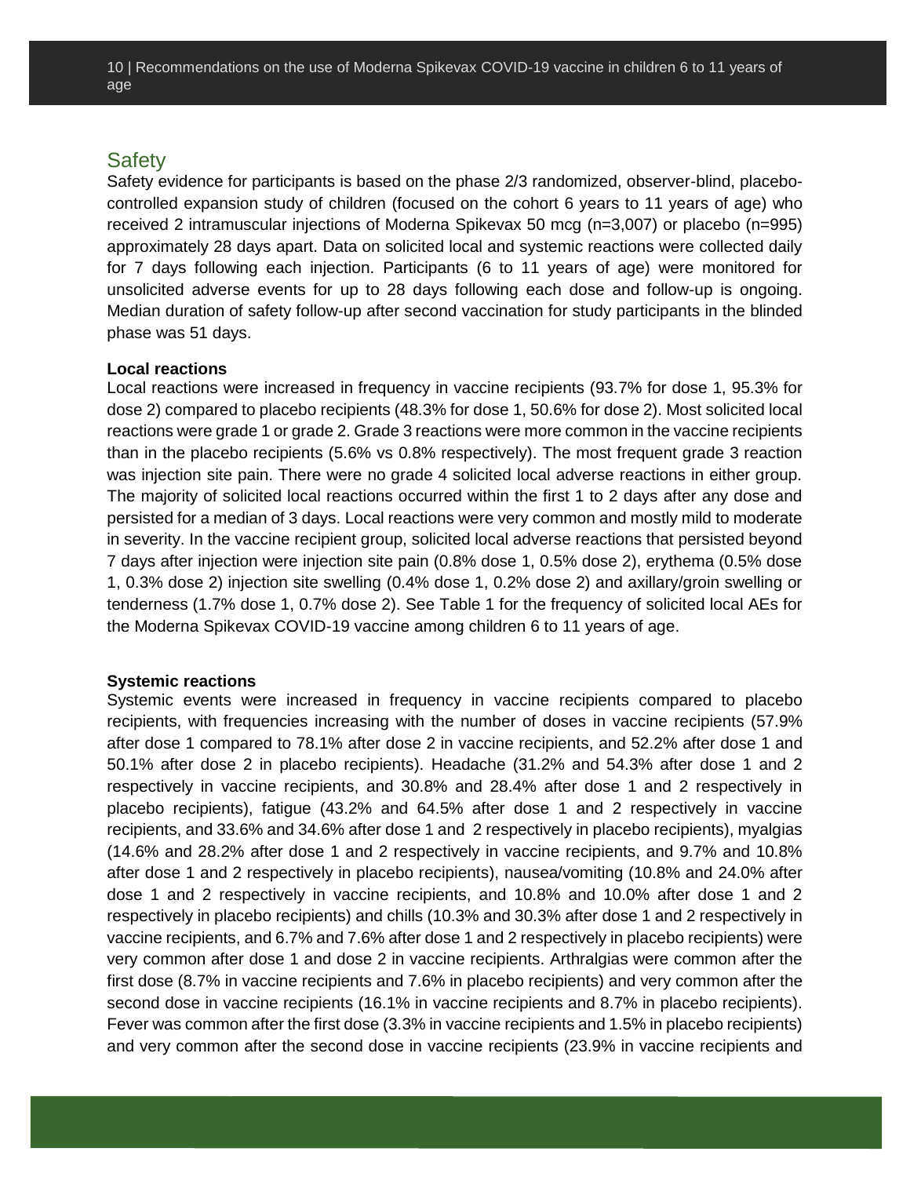## Safety

Safety evidence for participants is based on the phase 2/3 randomized, observer-blind, placebo-controlled expansion study of children (focused on the cohort 6 years to 11 years of age) who received 2 intramuscular injections of Moderna Spikevax 50 mcg (n=3,007) or placebo (n=995) approximately 28 days apart. Data on solicited local and systemic reactions were collected daily for 7 days following each injection. Participants (6 to 11 years of age) were monitored for unsolicited adverse events for up to 28 days following each dose and follow-up is ongoing. Median duration of safety follow-up after second vaccination for study participants in the blinded phase was 51 days.

**Local reactions**

Local reactions were increased in frequency in vaccine recipients (93.7% for dose 1, 95.3% for dose 2) compared to placebo recipients (48.3% for dose 1, 50.6% for dose 2). Most solicited local reactions were grade 1 or grade 2. Grade 3 reactions were more common in the vaccine recipients than in the placebo recipients (5.6% vs 0.8% respectively). The most frequent grade 3 reaction was injection site pain. There were no grade 4 solicited local adverse reactions in either group. The majority of solicited local reactions occurred within the first 1 to 2 days after any dose and persisted for a median of 3 days. Local reactions were very common and mostly mild to moderate in severity. In the vaccine recipient group, solicited local adverse reactions that persisted beyond 7 days after injection were injection site pain (0.8% dose 1, 0.5% dose 2), erythema (0.5% dose 1, 0.3% dose 2) injection site swelling (0.4% dose 1, 0.2% dose 2) and axillary/groin swelling or tenderness (1.7% dose 1, 0.7% dose 2). See Table 1 for the frequency of solicited local AEs for the Moderna Spikevax COVID-19 vaccine among children 6 to 11 years of age.

**Systemic reactions**

Systemic events were increased in frequency in vaccine recipients compared to placebo recipients, with frequencies increasing with the number of doses in vaccine recipients (57.9% after dose 1 compared to 78.1% after dose 2 in vaccine recipients, and 52.2% after dose 1 and 50.1% after dose 2 in placebo recipients). Headache (31.2% and 54.3% after dose 1 and 2 respectively in vaccine recipients, and 30.8% and 28.4% after dose 1 and 2 respectively in placebo recipients), fatigue (43.2% and 64.5% after dose 1 and 2 respectively in vaccine recipients, and 33.6% and 34.6% after dose 1 and 2 respectively in placebo recipients), myalgias (14.6% and 28.2% after dose 1 and 2 respectively in vaccine recipients, and 9.7% and 10.8% after dose 1 and 2 respectively in placebo recipients), nausea/vomiting (10.8% and 24.0% after dose 1 and 2 respectively in vaccine recipients, and 10.8% and 10.0% after dose 1 and 2 respectively in placebo recipients) and chills (10.3% and 30.3% after dose 1 and 2 respectively in vaccine recipients, and 6.7% and 7.6% after dose 1 and 2 respectively in placebo recipients) were very common after dose 1 and dose 2 in vaccine recipients. Arthralgias were common after the first dose (8.7% in vaccine recipients and 7.6% in placebo recipients) and very common after the second dose in vaccine recipients (16.1% in vaccine recipients and 8.7% in placebo recipients). Fever was common after the first dose (3.3% in vaccine recipients and 1.5% in placebo recipients) and very common after the second dose in vaccine recipients (23.9% in vaccine recipients and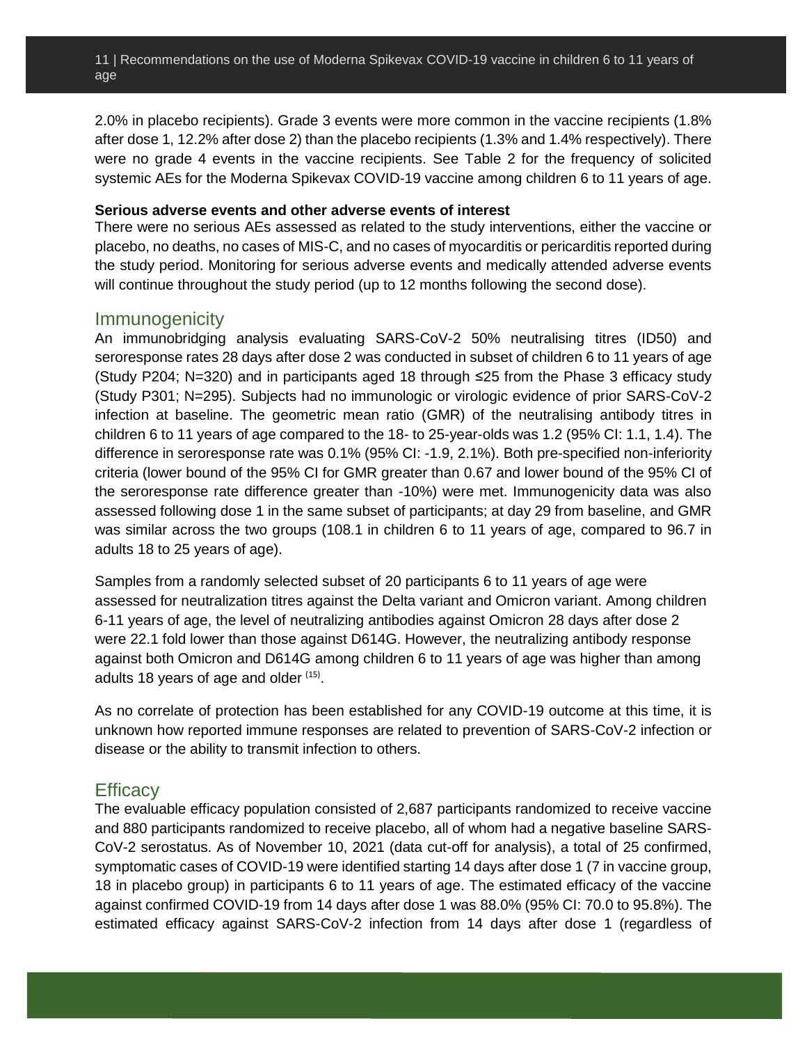2.0% in placebo recipients). Grade 3 events were more common in the vaccine recipients (1.8% after dose 1, 12.2% after dose 2) than the placebo recipients (1.3% and 1.4% respectively). There were no grade 4 events in the vaccine recipients. See Table 2 for the frequency of solicited systemic AEs for the Moderna Spikevax COVID-19 vaccine among children 6 to 11 years of age.

**Serious adverse events and other adverse events of interest**

There were no serious AEs assessed as related to the study interventions, either the vaccine or placebo, no deaths, no cases of MIS-C, and no cases of myocarditis or pericarditis reported during the study period. Monitoring for serious adverse events and medically attended adverse events will continue throughout the study period (up to 12 months following the second dose).

## Immunogenicity

An immunobridging analysis evaluating SARS-CoV-2 50% neutralising titres (ID50) and seroresponse rates 28 days after dose 2 was conducted in subset of children 6 to 11 years of age (Study P204; N=320) and in participants aged 18 through ≤25 from the Phase 3 efficacy study (Study P301; N=295). Subjects had no immunologic or virologic evidence of prior SARS-CoV-2 infection at baseline. The geometric mean ratio (GMR) of the neutralising antibody titres in children 6 to 11 years of age compared to the 18- to 25-year-olds was 1.2 (95% CI: 1.1, 1.4). The difference in seroresponse rate was 0.1% (95% CI: -1.9, 2.1%). Both pre-specified non-inferiority criteria (lower bound of the 95% CI for GMR greater than 0.67 and lower bound of the 95% CI of the seroresponse rate difference greater than -10%) were met. Immunogenicity data was also assessed following dose 1 in the same subset of participants; at day 29 from baseline, and GMR was similar across the two groups (108.1 in children 6 to 11 years of age, compared to 96.7 in adults 18 to 25 years of age).

Samples from a randomly selected subset of 20 participants 6 to 11 years of age were assessed for neutralization titres against the Delta variant and Omicron variant. Among children 6-11 years of age, the level of neutralizing antibodies against Omicron 28 days after dose 2 were 22.1 fold lower than those against D614G. However, the neutralizing antibody response against both Omicron and D614G among children 6 to 11 years of age was higher than among adults 18 years of age and older [15].

As no correlate of protection has been established for any COVID-19 outcome at this time, it is unknown how reported immune responses are related to prevention of SARS-CoV-2 infection or disease or the ability to transmit infection to others.

## Efficacy

The evaluable efficacy population consisted of 2,687 participants randomized to receive vaccine and 880 participants randomized to receive placebo, all of whom had a negative baseline SARS-CoV-2 serostatus. As of November 10, 2021 (data cut-off for analysis), a total of 25 confirmed, symptomatic cases of COVID-19 were identified starting 14 days after dose 1 (7 in vaccine group, 18 in placebo group) in participants 6 to 11 years of age. The estimated efficacy of the vaccine against confirmed COVID-19 from 14 days after dose 1 was 88.0% (95% CI: 70.0 to 95.8%). The estimated efficacy against SARS-CoV-2 infection from 14 days after dose 1 (regardless of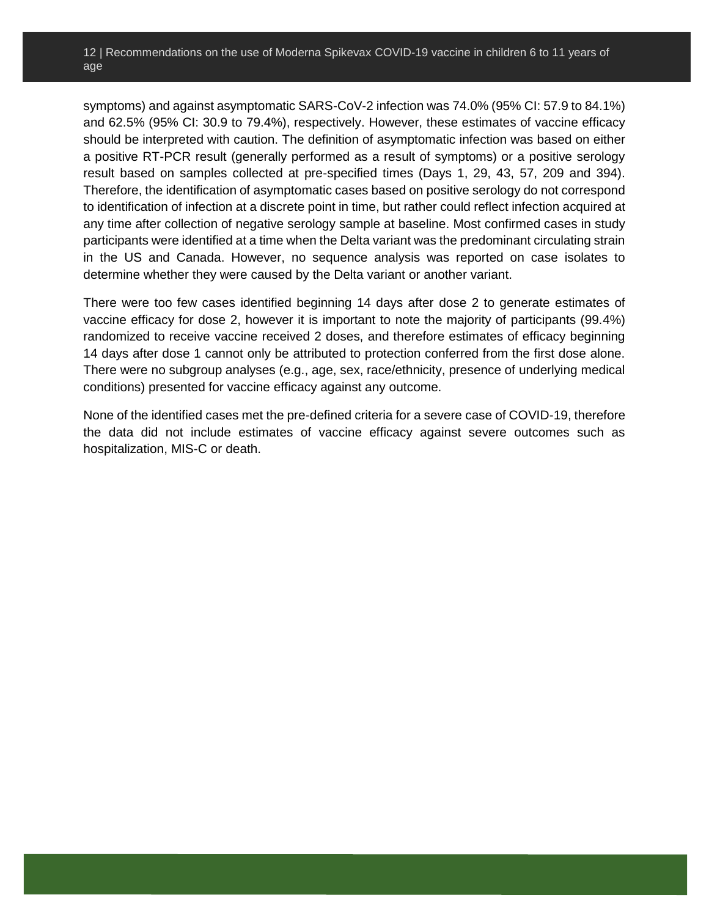symptoms) and against asymptomatic SARS-CoV-2 infection was 74.0% (95% CI: 57.9 to 84.1%) and 62.5% (95% CI: 30.9 to 79.4%), respectively. However, these estimates of vaccine efficacy should be interpreted with caution. The definition of asymptomatic infection was based on either a positive RT-PCR result (generally performed as a result of symptoms) or a positive serology result based on samples collected at pre-specified times (Days 1, 29, 43, 57, 209 and 394). Therefore, the identification of asymptomatic cases based on positive serology do not correspond to identification of infection at a discrete point in time, but rather could reflect infection acquired at any time after collection of negative serology sample at baseline. Most confirmed cases in study participants were identified at a time when the Delta variant was the predominant circulating strain in the US and Canada. However, no sequence analysis was reported on case isolates to determine whether they were caused by the Delta variant or another variant.

There were too few cases identified beginning 14 days after dose 2 to generate estimates of vaccine efficacy for dose 2, however it is important to note the majority of participants (99.4%) randomized to receive vaccine received 2 doses, and therefore estimates of efficacy beginning 14 days after dose 1 cannot only be attributed to protection conferred from the first dose alone. There were no subgroup analyses (e.g., age, sex, race/ethnicity, presence of underlying medical conditions) presented for vaccine efficacy against any outcome.

None of the identified cases met the pre-defined criteria for a severe case of COVID-19, therefore the data did not include estimates of vaccine efficacy against severe outcomes such as hospitalization, MIS-C or death.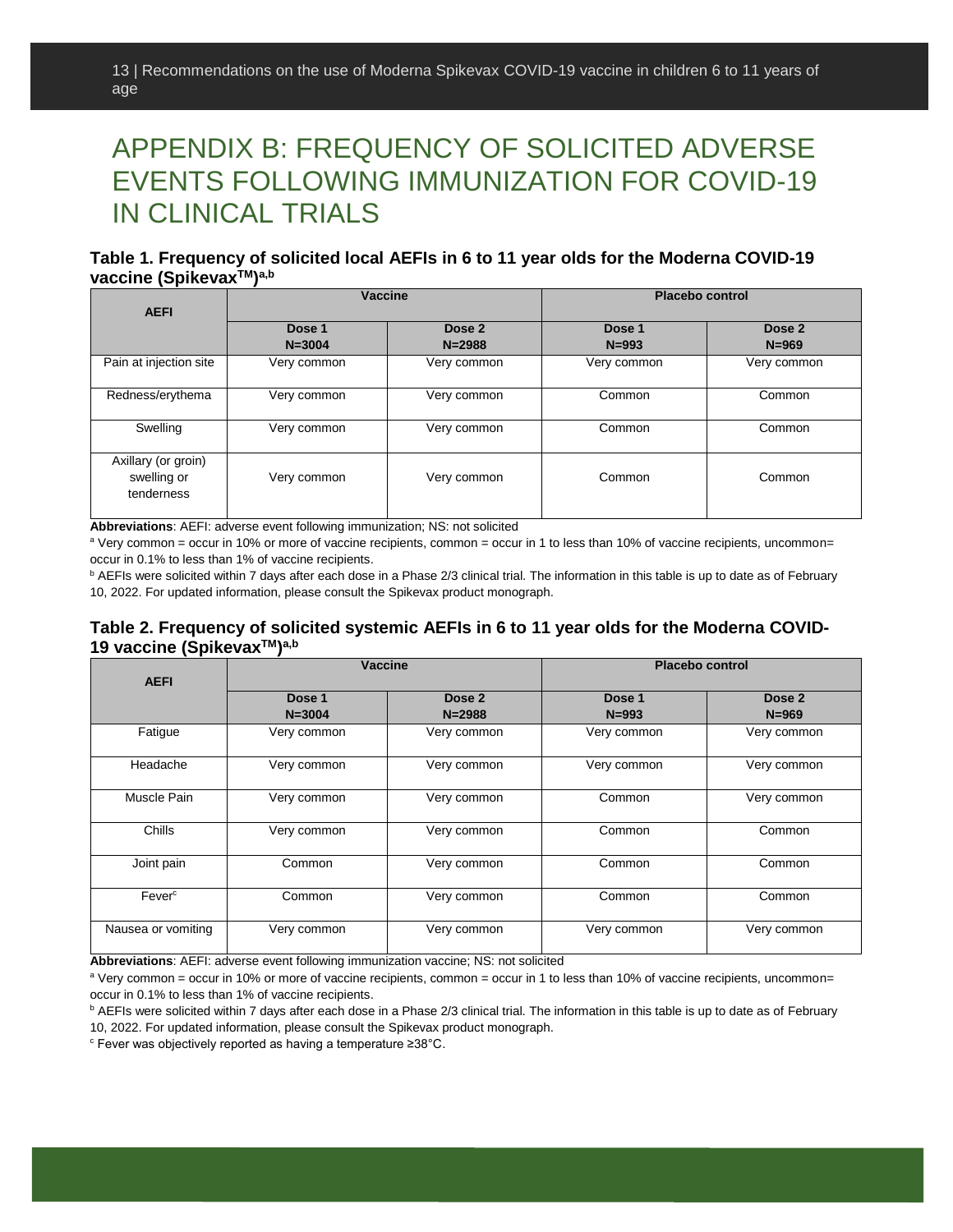# APPENDIX B: FREQUENCY OF SOLICITED ADVERSE EVENTS FOLLOWING IMMUNIZATION FOR COVID-19 IN CLINICAL TRIALS

### Table 1. Frequency of solicited local AEFIs in 6 to 11 year olds for the Moderna COVID-19 vaccine (Spikevax™)[a,b]

| AEFI | Vaccine | | Placebo control | |
|---|---|---|---|---|
| | Dose 1 N=3004 | Dose 2 N=2988 | Dose 1 N=993 | Dose 2 N=969 |
| Pain at injection site | Very common | Very common | Very common | Very common |
| Redness/erythema | Very common | Very common | Common | Common |
| Swelling | Very common | Very common | Common | Common |
| Axillary (or groin) swelling or tenderness | Very common | Very common | Common | Common |

**Abbreviations**: AEFI: adverse event following immunization; NS: not solicited

[a] Very common = occur in 10% or more of vaccine recipients, common = occur in 1 to less than 10% of vaccine recipients, uncommon= occur in 0.1% to less than 1% of vaccine recipients.

[b] AEFIs were solicited within 7 days after each dose in a Phase 2/3 clinical trial. The information in this table is up to date as of February 10, 2022. For updated information, please consult the Spikevax product monograph.

### Table 2. Frequency of solicited systemic AEFIs in 6 to 11 year olds for the Moderna COVID-19 vaccine (Spikevax™)[a,b]

| AEFI | Vaccine | | Placebo control | |
|---|---|---|---|---|
| | Dose 1 N=3004 | Dose 2 N=2988 | Dose 1 N=993 | Dose 2 N=969 |
| Fatigue | Very common | Very common | Very common | Very common |
| Headache | Very common | Very common | Very common | Very common |
| Muscle Pain | Very common | Very common | Common | Very common |
| Chills | Very common | Very common | Common | Common |
| Joint pain | Common | Very common | Common | Common |
| Fever[c] | Common | Very common | Common | Common |
| Nausea or vomiting | Very common | Very common | Very common | Very common |

**Abbreviations**: AEFI: adverse event following immunization vaccine; NS: not solicited

[a] Very common = occur in 10% or more of vaccine recipients, common = occur in 1 to less than 10% of vaccine recipients, uncommon= occur in 0.1% to less than 1% of vaccine recipients.

[b] AEFIs were solicited within 7 days after each dose in a Phase 2/3 clinical trial. The information in this table is up to date as of February 10, 2022. For updated information, please consult the Spikevax product monograph.

[c] Fever was objectively reported as having a temperature ≥38°C.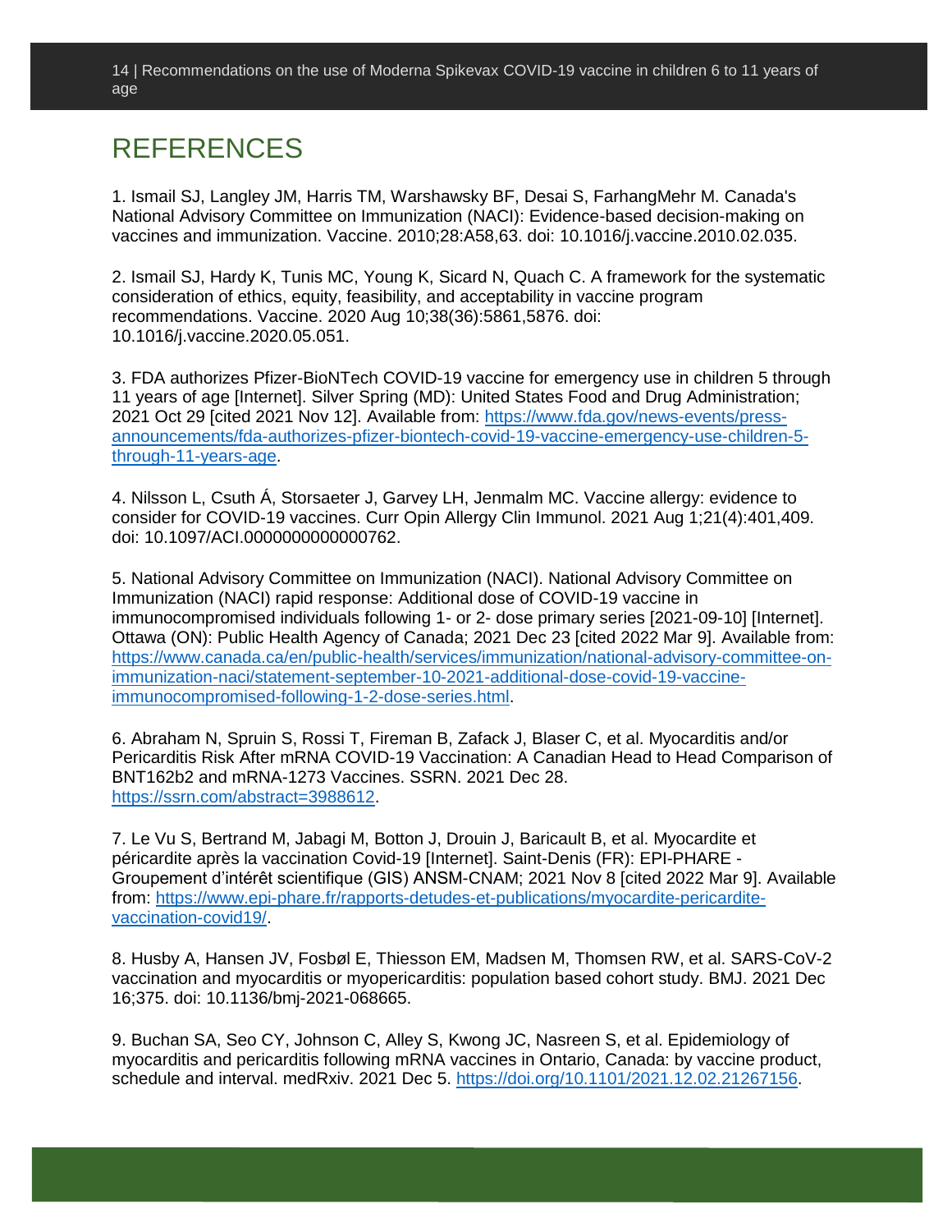# REFERENCES

1. Ismail SJ, Langley JM, Harris TM, Warshawsky BF, Desai S, FarhangMehr M. Canada's National Advisory Committee on Immunization (NACI): Evidence-based decision-making on vaccines and immunization. Vaccine. 2010;28:A58,63. doi: 10.1016/j.vaccine.2010.02.035.

2. Ismail SJ, Hardy K, Tunis MC, Young K, Sicard N, Quach C. A framework for the systematic consideration of ethics, equity, feasibility, and acceptability in vaccine program recommendations. Vaccine. 2020 Aug 10;38(36):5861,5876. doi: 10.1016/j.vaccine.2020.05.051.

3. FDA authorizes Pfizer-BioNTech COVID-19 vaccine for emergency use in children 5 through 11 years of age [Internet]. Silver Spring (MD): United States Food and Drug Administration; 2021 Oct 29 [cited 2021 Nov 12]. Available from: https://www.fda.gov/news-events/press-announcements/fda-authorizes-pfizer-biontech-covid-19-vaccine-emergency-use-children-5-through-11-years-age.

4. Nilsson L, Csuth Á, Storsaeter J, Garvey LH, Jenmalm MC. Vaccine allergy: evidence to consider for COVID-19 vaccines. Curr Opin Allergy Clin Immunol. 2021 Aug 1;21(4):401,409. doi: 10.1097/ACI.0000000000000762.

5. National Advisory Committee on Immunization (NACI). National Advisory Committee on Immunization (NACI) rapid response: Additional dose of COVID-19 vaccine in immunocompromised individuals following 1- or 2- dose primary series [2021-09-10] [Internet]. Ottawa (ON): Public Health Agency of Canada; 2021 Dec 23 [cited 2022 Mar 9]. Available from: https://www.canada.ca/en/public-health/services/immunization/national-advisory-committee-on-immunization-naci/statement-september-10-2021-additional-dose-covid-19-vaccine-immunocompromised-following-1-2-dose-series.html.

6. Abraham N, Spruin S, Rossi T, Fireman B, Zafack J, Blaser C, et al. Myocarditis and/or Pericarditis Risk After mRNA COVID-19 Vaccination: A Canadian Head to Head Comparison of BNT162b2 and mRNA-1273 Vaccines. SSRN. 2021 Dec 28. https://ssrn.com/abstract=3988612.

7. Le Vu S, Bertrand M, Jabagi M, Botton J, Drouin J, Baricault B, et al. Myocardite et péricardite après la vaccination Covid-19 [Internet]. Saint-Denis (FR): EPI-PHARE - Groupement d'intérêt scientifique (GIS) ANSM-CNAM; 2021 Nov 8 [cited 2022 Mar 9]. Available from: https://www.epi-phare.fr/rapports-detudes-et-publications/myocardite-pericardite-vaccination-covid19/.

8. Husby A, Hansen JV, Fosbøl E, Thiesson EM, Madsen M, Thomsen RW, et al. SARS-CoV-2 vaccination and myocarditis or myopericarditis: population based cohort study. BMJ. 2021 Dec 16;375. doi: 10.1136/bmj-2021-068665.

9. Buchan SA, Seo CY, Johnson C, Alley S, Kwong JC, Nasreen S, et al. Epidemiology of myocarditis and pericarditis following mRNA vaccines in Ontario, Canada: by vaccine product, schedule and interval. medRxiv. 2021 Dec 5. https://doi.org/10.1101/2021.12.02.21267156.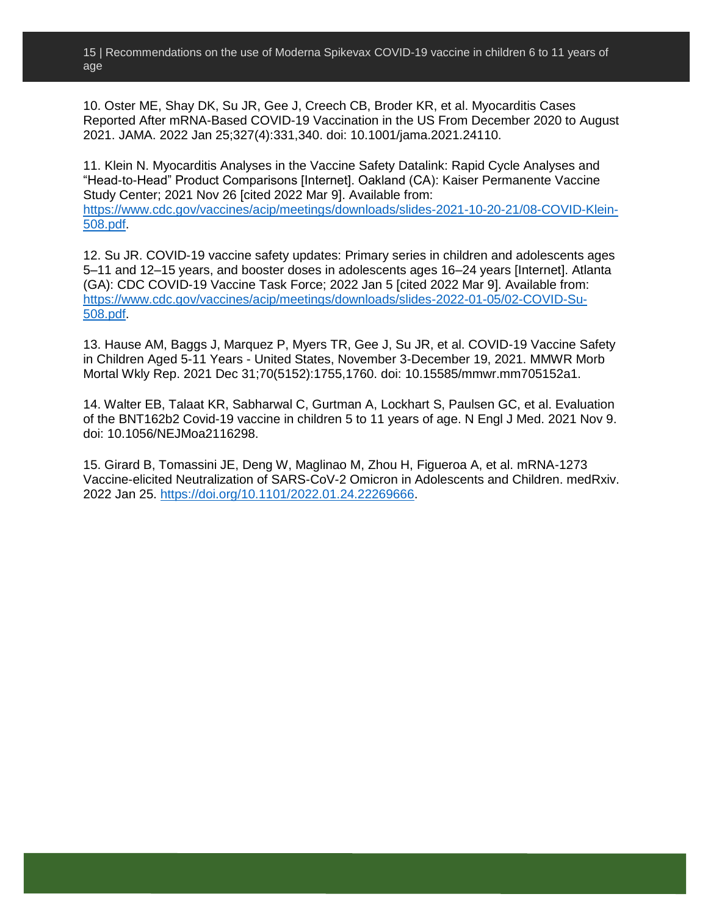10. Oster ME, Shay DK, Su JR, Gee J, Creech CB, Broder KR, et al. Myocarditis Cases Reported After mRNA-Based COVID-19 Vaccination in the US From December 2020 to August 2021. JAMA. 2022 Jan 25;327(4):331,340. doi: 10.1001/jama.2021.24110.

11. Klein N. Myocarditis Analyses in the Vaccine Safety Datalink: Rapid Cycle Analyses and "Head-to-Head" Product Comparisons [Internet]. Oakland (CA): Kaiser Permanente Vaccine Study Center; 2021 Nov 26 [cited 2022 Mar 9]. Available from: https://www.cdc.gov/vaccines/acip/meetings/downloads/slides-2021-10-20-21/08-COVID-Klein-508.pdf.

12. Su JR. COVID-19 vaccine safety updates: Primary series in children and adolescents ages 5–11 and 12–15 years, and booster doses in adolescents ages 16–24 years [Internet]. Atlanta (GA): CDC COVID-19 Vaccine Task Force; 2022 Jan 5 [cited 2022 Mar 9]. Available from: https://www.cdc.gov/vaccines/acip/meetings/downloads/slides-2022-01-05/02-COVID-Su-508.pdf.

13. Hause AM, Baggs J, Marquez P, Myers TR, Gee J, Su JR, et al. COVID-19 Vaccine Safety in Children Aged 5-11 Years - United States, November 3-December 19, 2021. MMWR Morb Mortal Wkly Rep. 2021 Dec 31;70(5152):1755,1760. doi: 10.15585/mmwr.mm705152a1.

14. Walter EB, Talaat KR, Sabharwal C, Gurtman A, Lockhart S, Paulsen GC, et al. Evaluation of the BNT162b2 Covid-19 vaccine in children 5 to 11 years of age. N Engl J Med. 2021 Nov 9. doi: 10.1056/NEJMoa2116298.

15. Girard B, Tomassini JE, Deng W, Maglinao M, Zhou H, Figueroa A, et al. mRNA-1273 Vaccine-elicited Neutralization of SARS-CoV-2 Omicron in Adolescents and Children. medRxiv. 2022 Jan 25. https://doi.org/10.1101/2022.01.24.22269666.